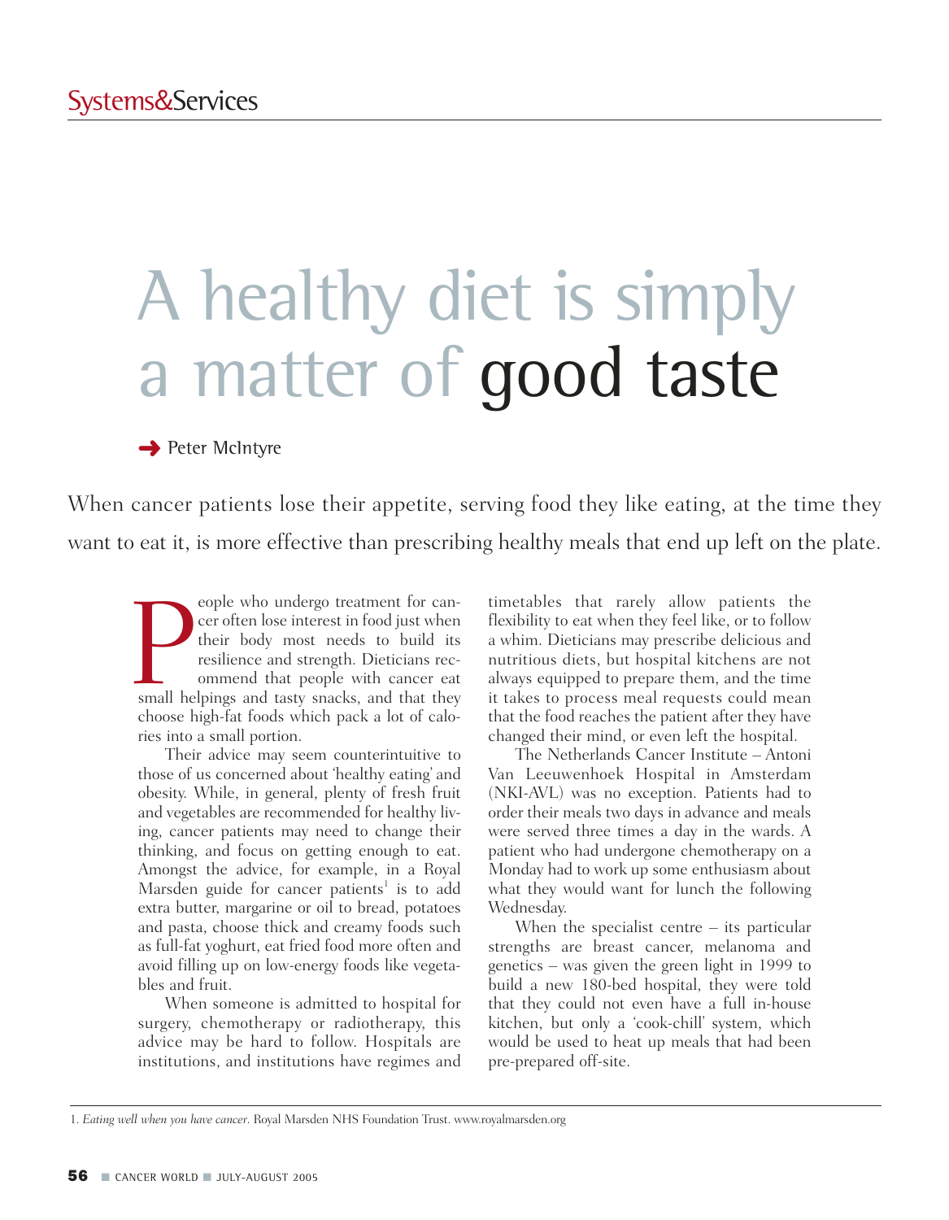# A healthy diet is simply a matter of good taste

Peter McIntyre

When cancer patients lose their appetite, serving food they like eating, at the time they want to eat it, is more effective than prescribing healthy meals that end up left on the plate.

People who undergo treatment for cancer often lose interest in food just when their body most needs to build its resilience and strength. Dieticians recommend that people with cancer eat small helpings and tasty snacks, and that they choose high-fat foods which pack a lot of calories into a small portion.

Their advice may seem counterintuitive to those of us concerned about 'healthy eating' and obesity. While, in general, plenty of fresh fruit and vegetables are recommended for healthy living, cancer patients may need to change their thinking, and focus on getting enough to eat. Amongst the advice, for example, in a Royal Marsden guide for cancer patients[1] is to add extra butter, margarine or oil to bread, potatoes and pasta, choose thick and creamy foods such as full-fat yoghurt, eat fried food more often and avoid filling up on low-energy foods like vegetables and fruit.

When someone is admitted to hospital for surgery, chemotherapy or radiotherapy, this advice may be hard to follow. Hospitals are institutions, and institutions have regimes and timetables that rarely allow patients the flexibility to eat when they feel like, or to follow a whim. Dieticians may prescribe delicious and nutritious diets, but hospital kitchens are not always equipped to prepare them, and the time it takes to process meal requests could mean that the food reaches the patient after they have changed their mind, or even left the hospital.

The Netherlands Cancer Institute – Antoni Van Leeuwenhoek Hospital in Amsterdam (NKI-AVL) was no exception. Patients had to order their meals two days in advance and meals were served three times a day in the wards. A patient who had undergone chemotherapy on a Monday had to work up some enthusiasm about what they would want for lunch the following Wednesday.

When the specialist centre – its particular strengths are breast cancer, melanoma and genetics – was given the green light in 1999 to build a new 180-bed hospital, they were told that they could not even have a full in-house kitchen, but only a 'cook-chill' system, which would be used to heat up meals that had been pre-prepared off-site.

1. *Eating well when you have cancer*. Royal Marsden NHS Foundation Trust. www.royalmarsden.org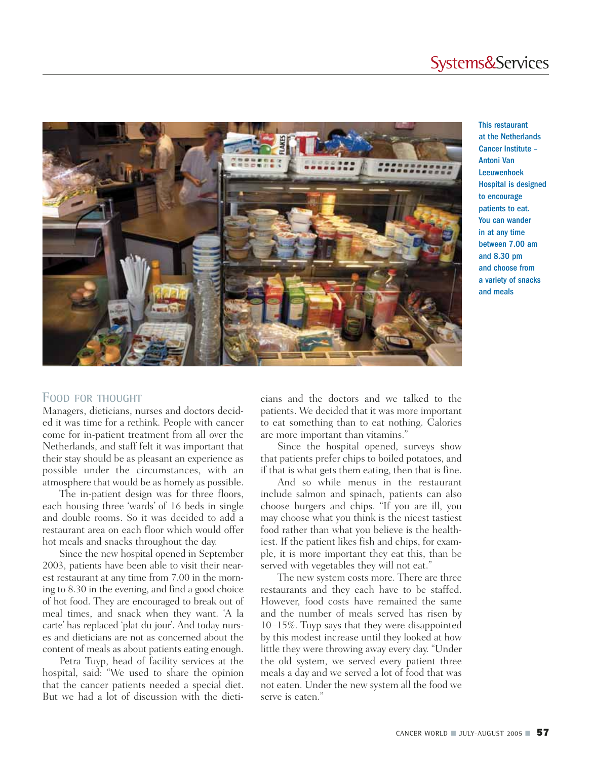This restaurant at the Netherlands Cancer Institute – Antoni Van Leeuwenhoek Hospital is designed to encourage patients to eat. You can wander in at any time between 7.00 am and 8.30 pm and choose from a variety of snacks and meals

## FOOD FOR THOUGHT

Managers, dieticians, nurses and doctors decided it was time for a rethink. People with cancer come for in-patient treatment from all over the Netherlands, and staff felt it was important that their stay should be as pleasant an experience as possible under the circumstances, with an atmosphere that would be as homely as possible.

The in-patient design was for three floors, each housing three 'wards' of 16 beds in single and double rooms. So it was decided to add a restaurant area on each floor which would offer hot meals and snacks throughout the day.

Since the new hospital opened in September 2003, patients have been able to visit their nearest restaurant at any time from 7.00 in the morning to 8.30 in the evening, and find a good choice of hot food. They are encouraged to break out of meal times, and snack when they want. 'A la carte' has replaced 'plat du jour'. And today nurses and dieticians are not as concerned about the content of meals as about patients eating enough.

Petra Tuyp, head of facility services at the hospital, said: "We used to share the opinion that the cancer patients needed a special diet. But we had a lot of discussion with the dieticians and the doctors and we talked to the patients. We decided that it was more important to eat something than to eat nothing. Calories are more important than vitamins."

Since the hospital opened, surveys show that patients prefer chips to boiled potatoes, and if that is what gets them eating, then that is fine.

And so while menus in the restaurant include salmon and spinach, patients can also choose burgers and chips. "If you are ill, you may choose what you think is the nicest tastiest food rather than what you believe is the healthiest. If the patient likes fish and chips, for example, it is more important they eat this, than be served with vegetables they will not eat."

The new system costs more. There are three restaurants and they each have to be staffed. However, food costs have remained the same and the number of meals served has risen by 10–15%. Tuyp says that they were disappointed by this modest increase until they looked at how little they were throwing away every day. "Under the old system, we served every patient three meals a day and we served a lot of food that was not eaten. Under the new system all the food we serve is eaten."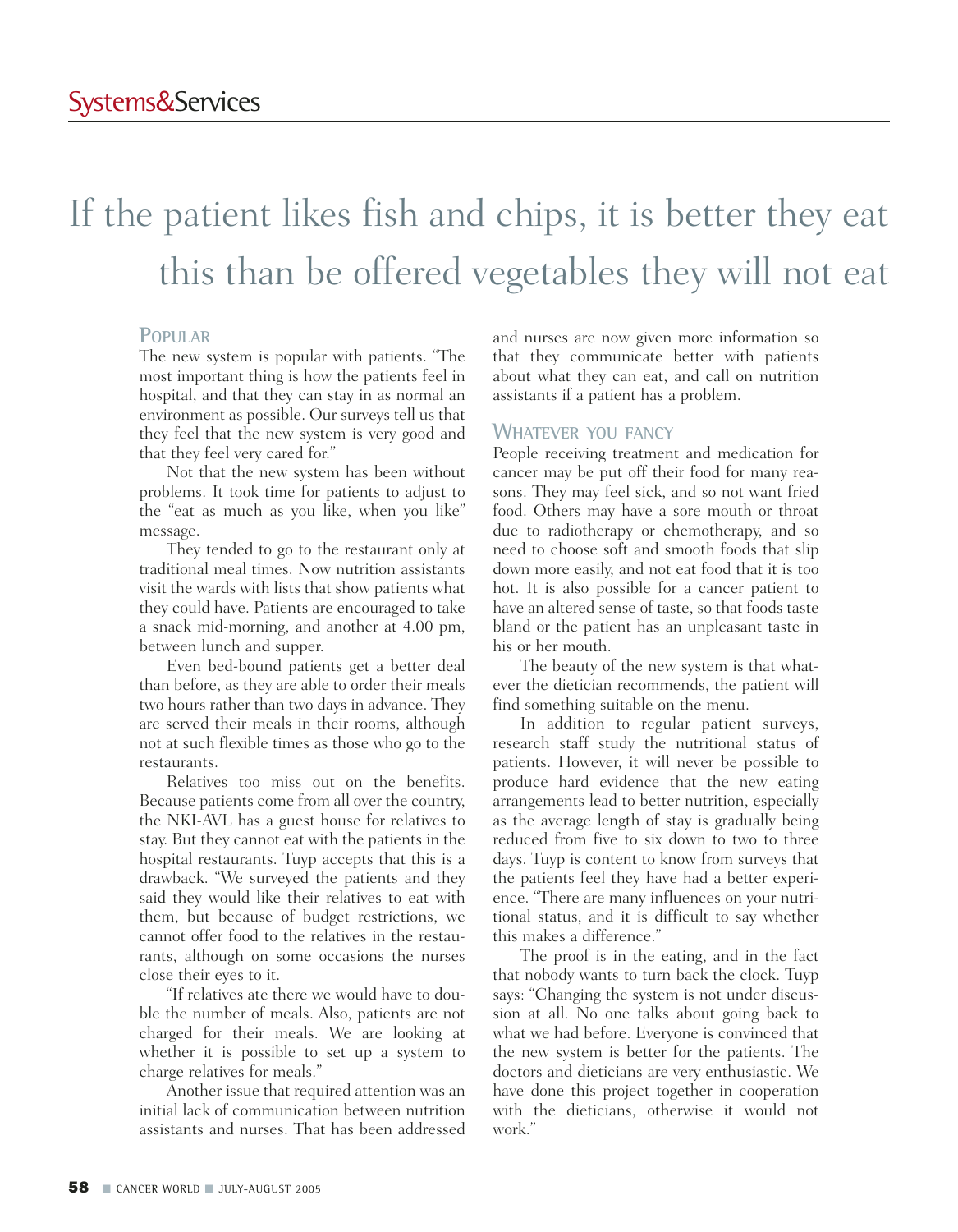# If the patient likes fish and chips, it is better they eat this than be offered vegetables they will not eat

## POPULAR

The new system is popular with patients. "The most important thing is how the patients feel in hospital, and that they can stay in as normal an environment as possible. Our surveys tell us that they feel that the new system is very good and that they feel very cared for."

Not that the new system has been without problems. It took time for patients to adjust to the "eat as much as you like, when you like" message.

They tended to go to the restaurant only at traditional meal times. Now nutrition assistants visit the wards with lists that show patients what they could have. Patients are encouraged to take a snack mid-morning, and another at 4.00 pm, between lunch and supper.

Even bed-bound patients get a better deal than before, as they are able to order their meals two hours rather than two days in advance. They are served their meals in their rooms, although not at such flexible times as those who go to the restaurants.

Relatives too miss out on the benefits. Because patients come from all over the country, the NKI-AVL has a guest house for relatives to stay. But they cannot eat with the patients in the hospital restaurants. Tuyp accepts that this is a drawback. "We surveyed the patients and they said they would like their relatives to eat with them, but because of budget restrictions, we cannot offer food to the relatives in the restaurants, although on some occasions the nurses close their eyes to it.

"If relatives ate there we would have to double the number of meals. Also, patients are not charged for their meals. We are looking at whether it is possible to set up a system to charge relatives for meals."

Another issue that required attention was an initial lack of communication between nutrition assistants and nurses. That has been addressed and nurses are now given more information so that they communicate better with patients about what they can eat, and call on nutrition assistants if a patient has a problem.

## WHATEVER YOU FANCY

People receiving treatment and medication for cancer may be put off their food for many reasons. They may feel sick, and so not want fried food. Others may have a sore mouth or throat due to radiotherapy or chemotherapy, and so need to choose soft and smooth foods that slip down more easily, and not eat food that it is too hot. It is also possible for a cancer patient to have an altered sense of taste, so that foods taste bland or the patient has an unpleasant taste in his or her mouth.

The beauty of the new system is that whatever the dietician recommends, the patient will find something suitable on the menu.

In addition to regular patient surveys, research staff study the nutritional status of patients. However, it will never be possible to produce hard evidence that the new eating arrangements lead to better nutrition, especially as the average length of stay is gradually being reduced from five to six down to two to three days. Tuyp is content to know from surveys that the patients feel they have had a better experience. "There are many influences on your nutritional status, and it is difficult to say whether this makes a difference."

The proof is in the eating, and in the fact that nobody wants to turn back the clock. Tuyp says: "Changing the system is not under discussion at all. No one talks about going back to what we had before. Everyone is convinced that the new system is better for the patients. The doctors and dieticians are very enthusiastic. We have done this project together in cooperation with the dieticians, otherwise it would not work."